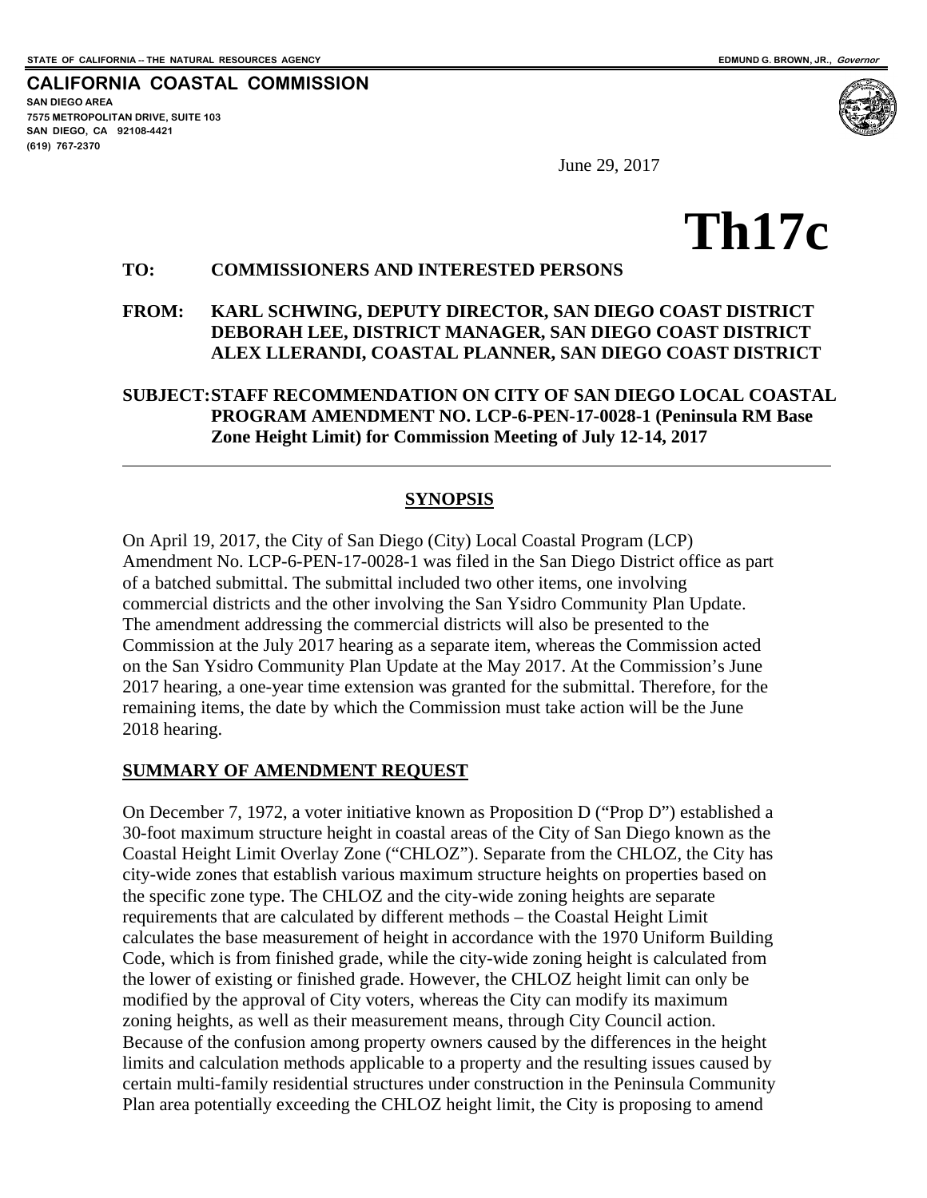STATE OF CALIFORNIA -- THE NATURAL RESOURCES AGENCY EDMUND G. BROWN, JR., *Governor*

**CALIFORNIA COASTAL COMMISSION**
SAN DIEGO AREA
7575 METROPOLITAN DRIVE, SUITE 103
SAN DIEGO, CA 92108-4421
(619) 767-2370

June 29, 2017

# Th17c

**TO:** **COMMISSIONERS AND INTERESTED PERSONS**

**FROM:** **KARL SCHWING, DEPUTY DIRECTOR, SAN DIEGO COAST DISTRICT**
**DEBORAH LEE, DISTRICT MANAGER, SAN DIEGO COAST DISTRICT**
**ALEX LLERANDI, COASTAL PLANNER, SAN DIEGO COAST DISTRICT**

**SUBJECT: STAFF RECOMMENDATION ON CITY OF SAN DIEGO LOCAL COASTAL PROGRAM AMENDMENT NO. LCP-6-PEN-17-0028-1 (Peninsula RM Base Zone Height Limit) for Commission Meeting of July 12-14, 2017**

---

## SYNOPSIS

On April 19, 2017, the City of San Diego (City) Local Coastal Program (LCP) Amendment No. LCP-6-PEN-17-0028-1 was filed in the San Diego District office as part of a batched submittal. The submittal included two other items, one involving commercial districts and the other involving the San Ysidro Community Plan Update. The amendment addressing the commercial districts will also be presented to the Commission at the July 2017 hearing as a separate item, whereas the Commission acted on the San Ysidro Community Plan Update at the May 2017. At the Commission's June 2017 hearing, a one-year time extension was granted for the submittal. Therefore, for the remaining items, the date by which the Commission must take action will be the June 2018 hearing.

## SUMMARY OF AMENDMENT REQUEST

On December 7, 1972, a voter initiative known as Proposition D ("Prop D") established a 30-foot maximum structure height in coastal areas of the City of San Diego known as the Coastal Height Limit Overlay Zone ("CHLOZ"). Separate from the CHLOZ, the City has city-wide zones that establish various maximum structure heights on properties based on the specific zone type. The CHLOZ and the city-wide zoning heights are separate requirements that are calculated by different methods – the Coastal Height Limit calculates the base measurement of height in accordance with the 1970 Uniform Building Code, which is from finished grade, while the city-wide zoning height is calculated from the lower of existing or finished grade. However, the CHLOZ height limit can only be modified by the approval of City voters, whereas the City can modify its maximum zoning heights, as well as their measurement means, through City Council action. Because of the confusion among property owners caused by the differences in the height limits and calculation methods applicable to a property and the resulting issues caused by certain multi-family residential structures under construction in the Peninsula Community Plan area potentially exceeding the CHLOZ height limit, the City is proposing to amend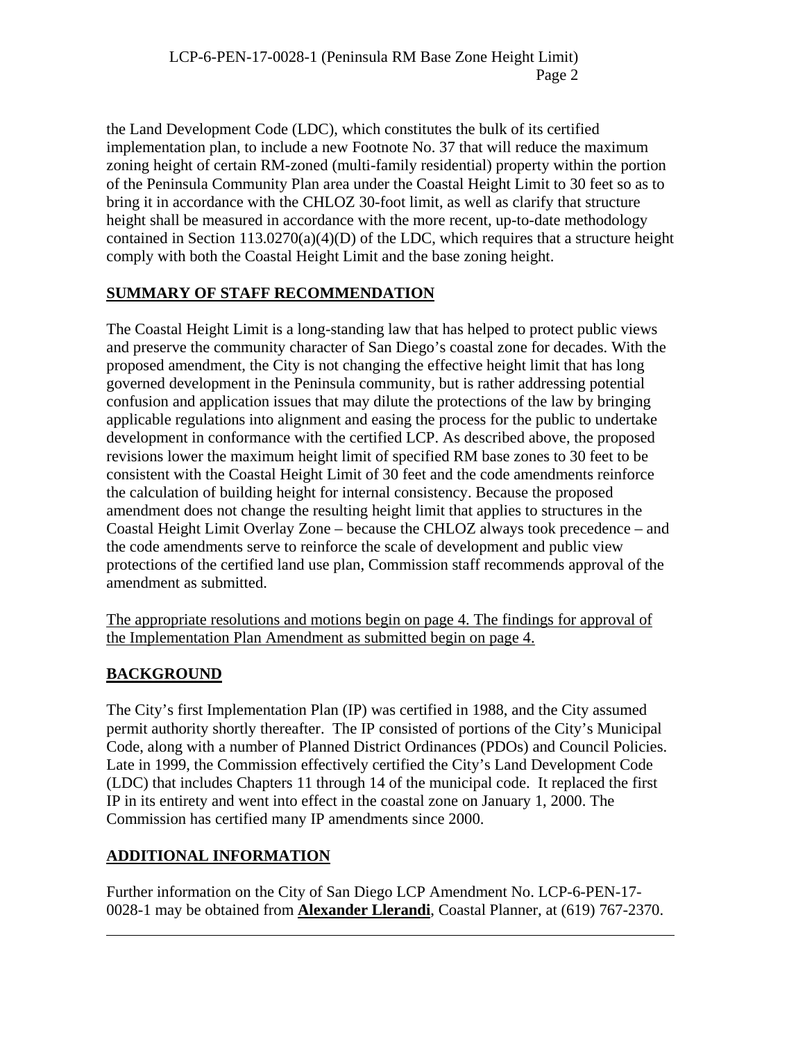the Land Development Code (LDC), which constitutes the bulk of its certified implementation plan, to include a new Footnote No. 37 that will reduce the maximum zoning height of certain RM-zoned (multi-family residential) property within the portion of the Peninsula Community Plan area under the Coastal Height Limit to 30 feet so as to bring it in accordance with the CHLOZ 30-foot limit, as well as clarify that structure height shall be measured in accordance with the more recent, up-to-date methodology contained in Section 113.0270(a)(4)(D) of the LDC, which requires that a structure height comply with both the Coastal Height Limit and the base zoning height.

## SUMMARY OF STAFF RECOMMENDATION

The Coastal Height Limit is a long-standing law that has helped to protect public views and preserve the community character of San Diego's coastal zone for decades. With the proposed amendment, the City is not changing the effective height limit that has long governed development in the Peninsula community, but is rather addressing potential confusion and application issues that may dilute the protections of the law by bringing applicable regulations into alignment and easing the process for the public to undertake development in conformance with the certified LCP. As described above, the proposed revisions lower the maximum height limit of specified RM base zones to 30 feet to be consistent with the Coastal Height Limit of 30 feet and the code amendments reinforce the calculation of building height for internal consistency. Because the proposed amendment does not change the resulting height limit that applies to structures in the Coastal Height Limit Overlay Zone – because the CHLOZ always took precedence – and the code amendments serve to reinforce the scale of development and public view protections of the certified land use plan, Commission staff recommends approval of the amendment as submitted.

<u>The appropriate resolutions and motions begin on page 4. The findings for approval of the Implementation Plan Amendment as submitted begin on page 4.</u>

## BACKGROUND

The City's first Implementation Plan (IP) was certified in 1988, and the City assumed permit authority shortly thereafter. The IP consisted of portions of the City's Municipal Code, along with a number of Planned District Ordinances (PDOs) and Council Policies. Late in 1999, the Commission effectively certified the City's Land Development Code (LDC) that includes Chapters 11 through 14 of the municipal code. It replaced the first IP in its entirety and went into effect in the coastal zone on January 1, 2000. The Commission has certified many IP amendments since 2000.

## ADDITIONAL INFORMATION

Further information on the City of San Diego LCP Amendment No. LCP-6-PEN-17-0028-1 may be obtained from **<u>Alexander Llerandi</u>**, Coastal Planner, at (619) 767-2370.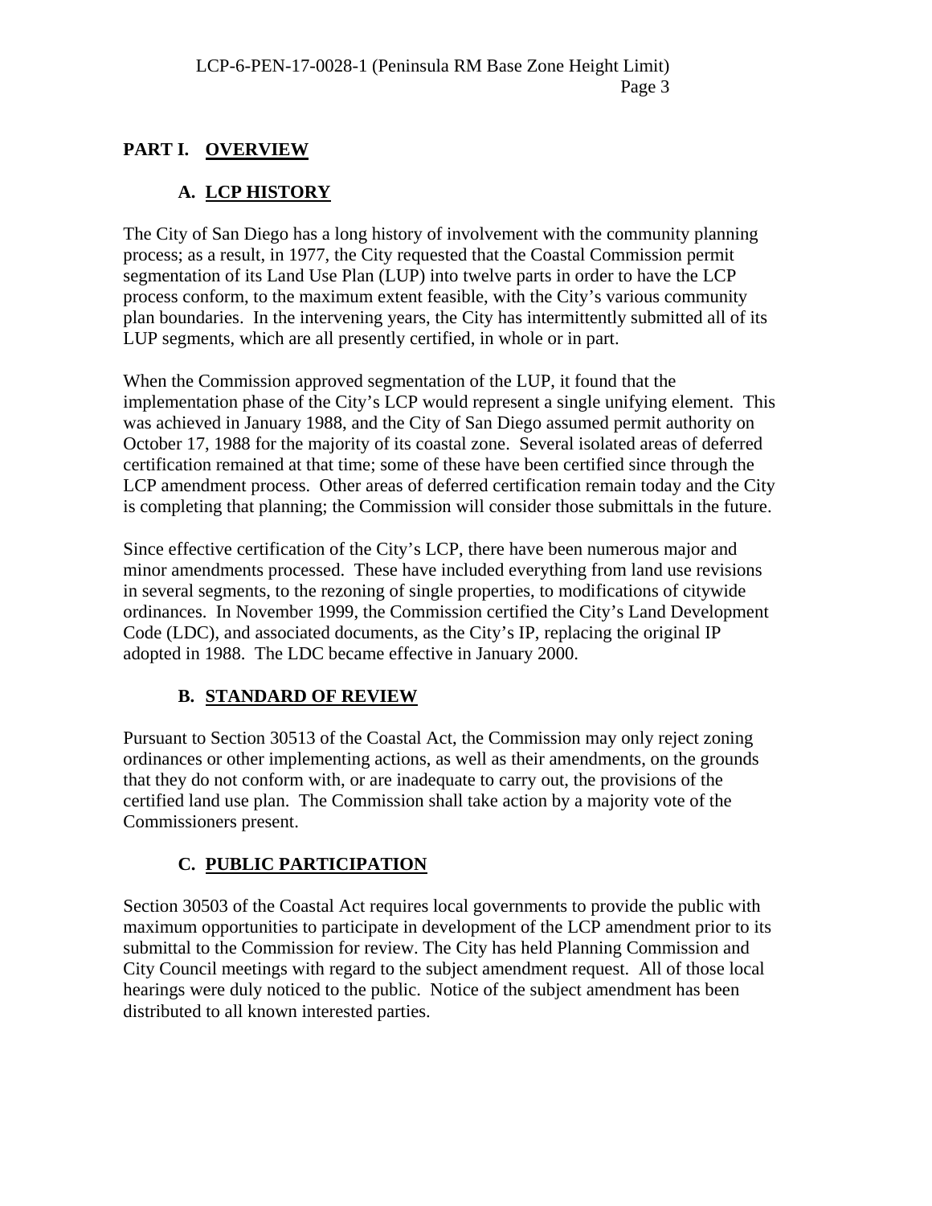## PART I. OVERVIEW

### A. LCP HISTORY

The City of San Diego has a long history of involvement with the community planning process; as a result, in 1977, the City requested that the Coastal Commission permit segmentation of its Land Use Plan (LUP) into twelve parts in order to have the LCP process conform, to the maximum extent feasible, with the City's various community plan boundaries. In the intervening years, the City has intermittently submitted all of its LUP segments, which are all presently certified, in whole or in part.

When the Commission approved segmentation of the LUP, it found that the implementation phase of the City's LCP would represent a single unifying element. This was achieved in January 1988, and the City of San Diego assumed permit authority on October 17, 1988 for the majority of its coastal zone. Several isolated areas of deferred certification remained at that time; some of these have been certified since through the LCP amendment process. Other areas of deferred certification remain today and the City is completing that planning; the Commission will consider those submittals in the future.

Since effective certification of the City's LCP, there have been numerous major and minor amendments processed. These have included everything from land use revisions in several segments, to the rezoning of single properties, to modifications of citywide ordinances. In November 1999, the Commission certified the City's Land Development Code (LDC), and associated documents, as the City's IP, replacing the original IP adopted in 1988. The LDC became effective in January 2000.

### B. STANDARD OF REVIEW

Pursuant to Section 30513 of the Coastal Act, the Commission may only reject zoning ordinances or other implementing actions, as well as their amendments, on the grounds that they do not conform with, or are inadequate to carry out, the provisions of the certified land use plan. The Commission shall take action by a majority vote of the Commissioners present.

### C. PUBLIC PARTICIPATION

Section 30503 of the Coastal Act requires local governments to provide the public with maximum opportunities to participate in development of the LCP amendment prior to its submittal to the Commission for review. The City has held Planning Commission and City Council meetings with regard to the subject amendment request. All of those local hearings were duly noticed to the public. Notice of the subject amendment has been distributed to all known interested parties.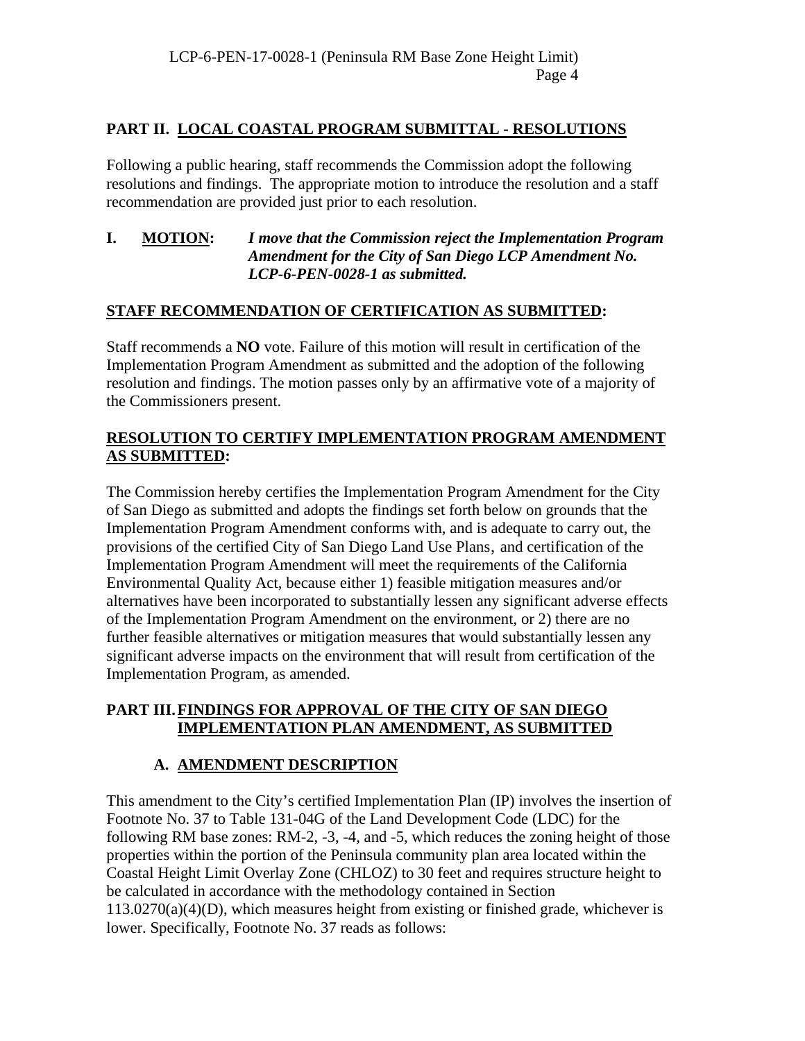## PART II. LOCAL COASTAL PROGRAM SUBMITTAL - RESOLUTIONS

Following a public hearing, staff recommends the Commission adopt the following resolutions and findings. The appropriate motion to introduce the resolution and a staff recommendation are provided just prior to each resolution.

**I. MOTION:** ***I move that the Commission reject the Implementation Program Amendment for the City of San Diego LCP Amendment No. LCP-6-PEN-0028-1 as submitted.***

**STAFF RECOMMENDATION OF CERTIFICATION AS SUBMITTED:**

Staff recommends a **NO** vote. Failure of this motion will result in certification of the Implementation Program Amendment as submitted and the adoption of the following resolution and findings. The motion passes only by an affirmative vote of a majority of the Commissioners present.

**RESOLUTION TO CERTIFY IMPLEMENTATION PROGRAM AMENDMENT AS SUBMITTED:**

The Commission hereby certifies the Implementation Program Amendment for the City of San Diego as submitted and adopts the findings set forth below on grounds that the Implementation Program Amendment conforms with, and is adequate to carry out, the provisions of the certified City of San Diego Land Use Plans, and certification of the Implementation Program Amendment will meet the requirements of the California Environmental Quality Act, because either 1) feasible mitigation measures and/or alternatives have been incorporated to substantially lessen any significant adverse effects of the Implementation Program Amendment on the environment, or 2) there are no further feasible alternatives or mitigation measures that would substantially lessen any significant adverse impacts on the environment that will result from certification of the Implementation Program, as amended.

## PART III. FINDINGS FOR APPROVAL OF THE CITY OF SAN DIEGO IMPLEMENTATION PLAN AMENDMENT, AS SUBMITTED

### A. AMENDMENT DESCRIPTION

This amendment to the City's certified Implementation Plan (IP) involves the insertion of Footnote No. 37 to Table 131-04G of the Land Development Code (LDC) for the following RM base zones: RM-2, -3, -4, and -5, which reduces the zoning height of those properties within the portion of the Peninsula community plan area located within the Coastal Height Limit Overlay Zone (CHLOZ) to 30 feet and requires structure height to be calculated in accordance with the methodology contained in Section 113.0270(a)(4)(D), which measures height from existing or finished grade, whichever is lower. Specifically, Footnote No. 37 reads as follows: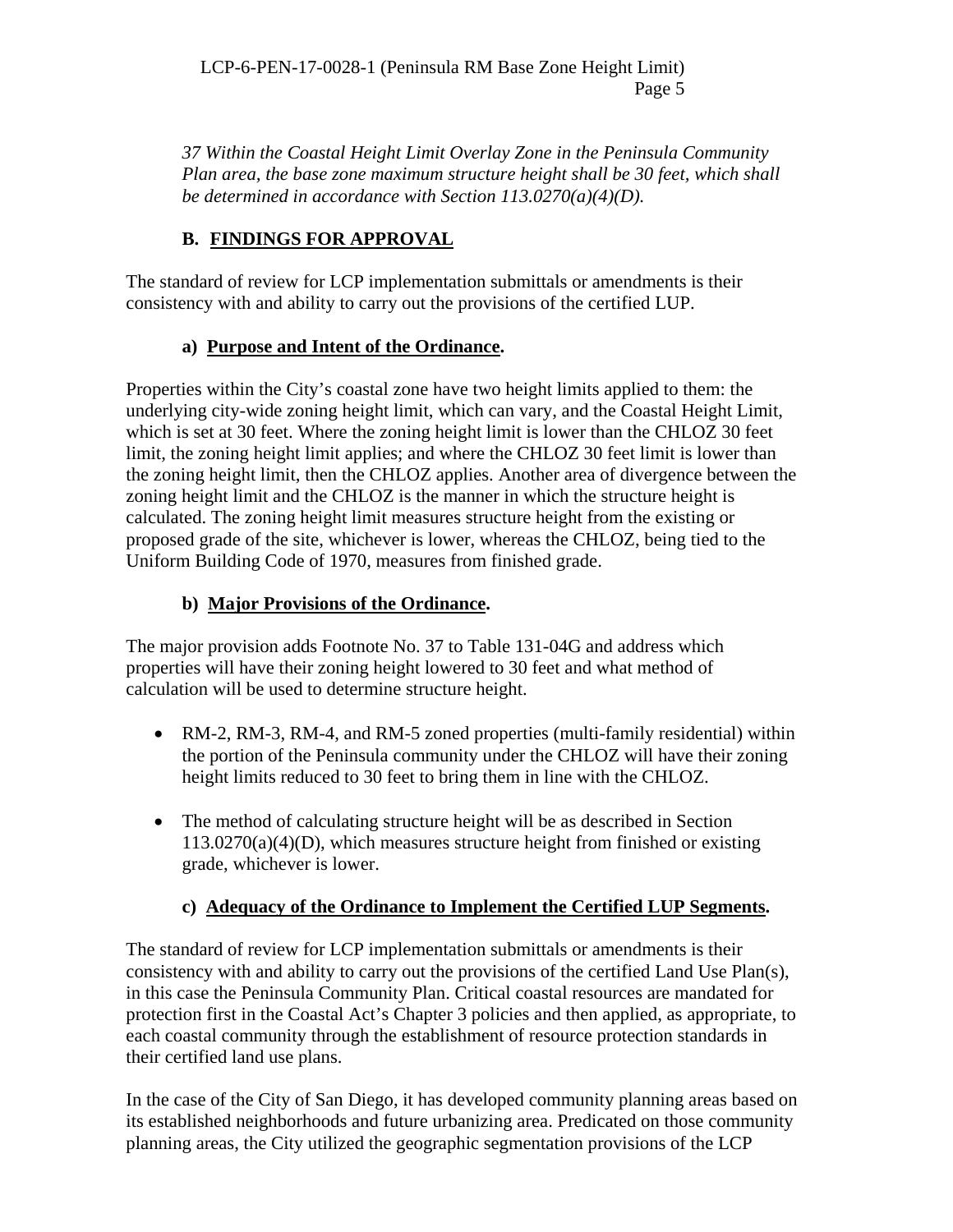*37 Within the Coastal Height Limit Overlay Zone in the Peninsula Community Plan area, the base zone maximum structure height shall be 30 feet, which shall be determined in accordance with Section 113.0270(a)(4)(D).*

### B. FINDINGS FOR APPROVAL

The standard of review for LCP implementation submittals or amendments is their consistency with and ability to carry out the provisions of the certified LUP.

#### a) Purpose and Intent of the Ordinance.

Properties within the City's coastal zone have two height limits applied to them: the underlying city-wide zoning height limit, which can vary, and the Coastal Height Limit, which is set at 30 feet. Where the zoning height limit is lower than the CHLOZ 30 feet limit, the zoning height limit applies; and where the CHLOZ 30 feet limit is lower than the zoning height limit, then the CHLOZ applies. Another area of divergence between the zoning height limit and the CHLOZ is the manner in which the structure height is calculated. The zoning height limit measures structure height from the existing or proposed grade of the site, whichever is lower, whereas the CHLOZ, being tied to the Uniform Building Code of 1970, measures from finished grade.

#### b) Major Provisions of the Ordinance.

The major provision adds Footnote No. 37 to Table 131-04G and address which properties will have their zoning height lowered to 30 feet and what method of calculation will be used to determine structure height.

- RM-2, RM-3, RM-4, and RM-5 zoned properties (multi-family residential) within the portion of the Peninsula community under the CHLOZ will have their zoning height limits reduced to 30 feet to bring them in line with the CHLOZ.
- The method of calculating structure height will be as described in Section 113.0270(a)(4)(D), which measures structure height from finished or existing grade, whichever is lower.

#### c) Adequacy of the Ordinance to Implement the Certified LUP Segments.

The standard of review for LCP implementation submittals or amendments is their consistency with and ability to carry out the provisions of the certified Land Use Plan(s), in this case the Peninsula Community Plan. Critical coastal resources are mandated for protection first in the Coastal Act's Chapter 3 policies and then applied, as appropriate, to each coastal community through the establishment of resource protection standards in their certified land use plans.

In the case of the City of San Diego, it has developed community planning areas based on its established neighborhoods and future urbanizing area. Predicated on those community planning areas, the City utilized the geographic segmentation provisions of the LCP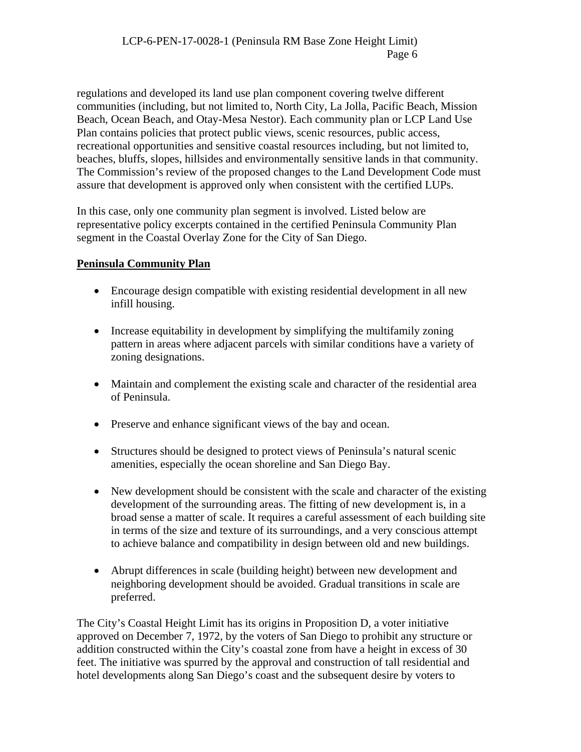regulations and developed its land use plan component covering twelve different communities (including, but not limited to, North City, La Jolla, Pacific Beach, Mission Beach, Ocean Beach, and Otay-Mesa Nestor). Each community plan or LCP Land Use Plan contains policies that protect public views, scenic resources, public access, recreational opportunities and sensitive coastal resources including, but not limited to, beaches, bluffs, slopes, hillsides and environmentally sensitive lands in that community. The Commission's review of the proposed changes to the Land Development Code must assure that development is approved only when consistent with the certified LUPs.

In this case, only one community plan segment is involved. Listed below are representative policy excerpts contained in the certified Peninsula Community Plan segment in the Coastal Overlay Zone for the City of San Diego.

**Peninsula Community Plan**

- Encourage design compatible with existing residential development in all new infill housing.
- Increase equitability in development by simplifying the multifamily zoning pattern in areas where adjacent parcels with similar conditions have a variety of zoning designations.
- Maintain and complement the existing scale and character of the residential area of Peninsula.
- Preserve and enhance significant views of the bay and ocean.
- Structures should be designed to protect views of Peninsula's natural scenic amenities, especially the ocean shoreline and San Diego Bay.
- New development should be consistent with the scale and character of the existing development of the surrounding areas. The fitting of new development is, in a broad sense a matter of scale. It requires a careful assessment of each building site in terms of the size and texture of its surroundings, and a very conscious attempt to achieve balance and compatibility in design between old and new buildings.
- Abrupt differences in scale (building height) between new development and neighboring development should be avoided. Gradual transitions in scale are preferred.

The City's Coastal Height Limit has its origins in Proposition D, a voter initiative approved on December 7, 1972, by the voters of San Diego to prohibit any structure or addition constructed within the City's coastal zone from have a height in excess of 30 feet. The initiative was spurred by the approval and construction of tall residential and hotel developments along San Diego's coast and the subsequent desire by voters to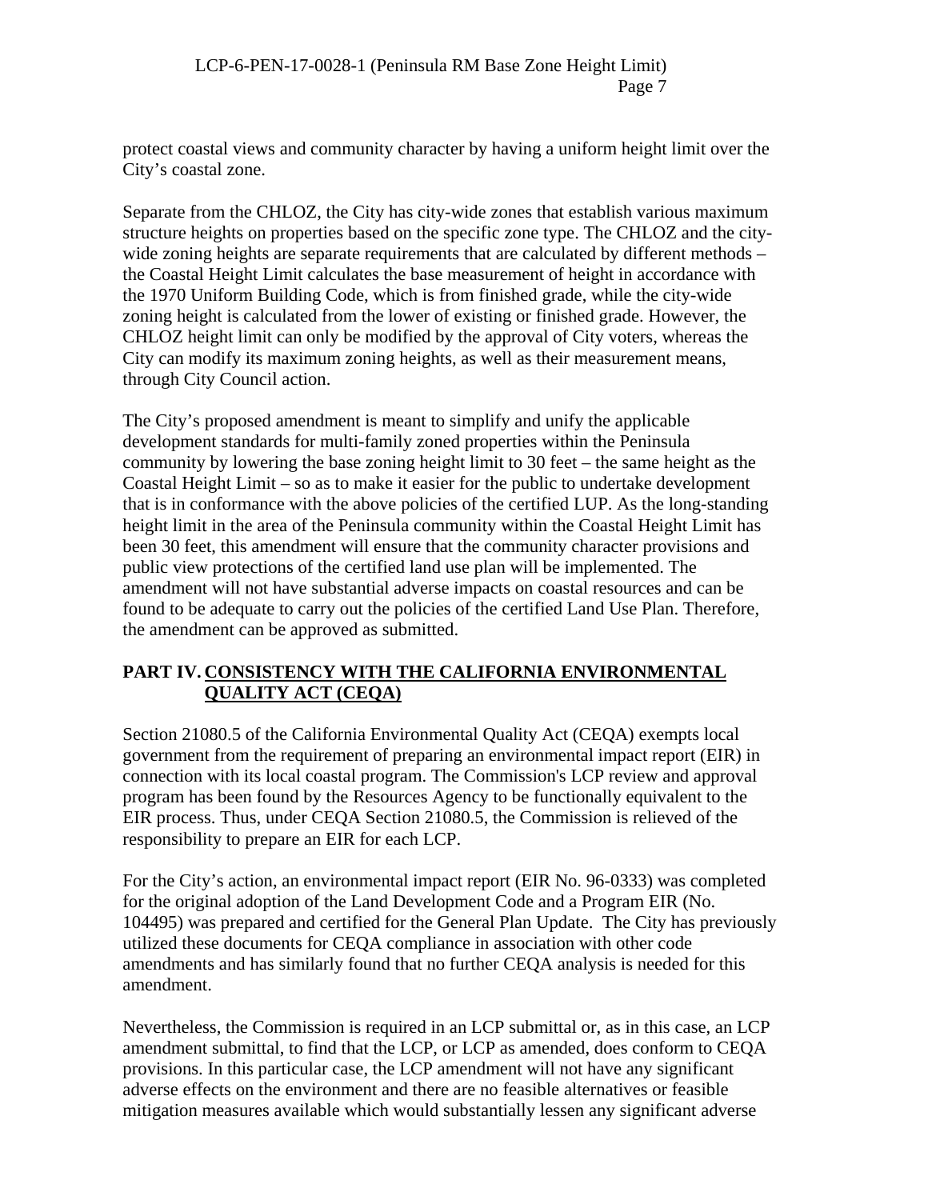protect coastal views and community character by having a uniform height limit over the City's coastal zone.

Separate from the CHLOZ, the City has city-wide zones that establish various maximum structure heights on properties based on the specific zone type. The CHLOZ and the city-wide zoning heights are separate requirements that are calculated by different methods – the Coastal Height Limit calculates the base measurement of height in accordance with the 1970 Uniform Building Code, which is from finished grade, while the city-wide zoning height is calculated from the lower of existing or finished grade. However, the CHLOZ height limit can only be modified by the approval of City voters, whereas the City can modify its maximum zoning heights, as well as their measurement means, through City Council action.

The City's proposed amendment is meant to simplify and unify the applicable development standards for multi-family zoned properties within the Peninsula community by lowering the base zoning height limit to 30 feet – the same height as the Coastal Height Limit – so as to make it easier for the public to undertake development that is in conformance with the above policies of the certified LUP. As the long-standing height limit in the area of the Peninsula community within the Coastal Height Limit has been 30 feet, this amendment will ensure that the community character provisions and public view protections of the certified land use plan will be implemented. The amendment will not have substantial adverse impacts on coastal resources and can be found to be adequate to carry out the policies of the certified Land Use Plan. Therefore, the amendment can be approved as submitted.

## PART IV. CONSISTENCY WITH THE CALIFORNIA ENVIRONMENTAL QUALITY ACT (CEQA)

Section 21080.5 of the California Environmental Quality Act (CEQA) exempts local government from the requirement of preparing an environmental impact report (EIR) in connection with its local coastal program. The Commission's LCP review and approval program has been found by the Resources Agency to be functionally equivalent to the EIR process. Thus, under CEQA Section 21080.5, the Commission is relieved of the responsibility to prepare an EIR for each LCP.

For the City's action, an environmental impact report (EIR No. 96-0333) was completed for the original adoption of the Land Development Code and a Program EIR (No. 104495) was prepared and certified for the General Plan Update. The City has previously utilized these documents for CEQA compliance in association with other code amendments and has similarly found that no further CEQA analysis is needed for this amendment.

Nevertheless, the Commission is required in an LCP submittal or, as in this case, an LCP amendment submittal, to find that the LCP, or LCP as amended, does conform to CEQA provisions. In this particular case, the LCP amendment will not have any significant adverse effects on the environment and there are no feasible alternatives or feasible mitigation measures available which would substantially lessen any significant adverse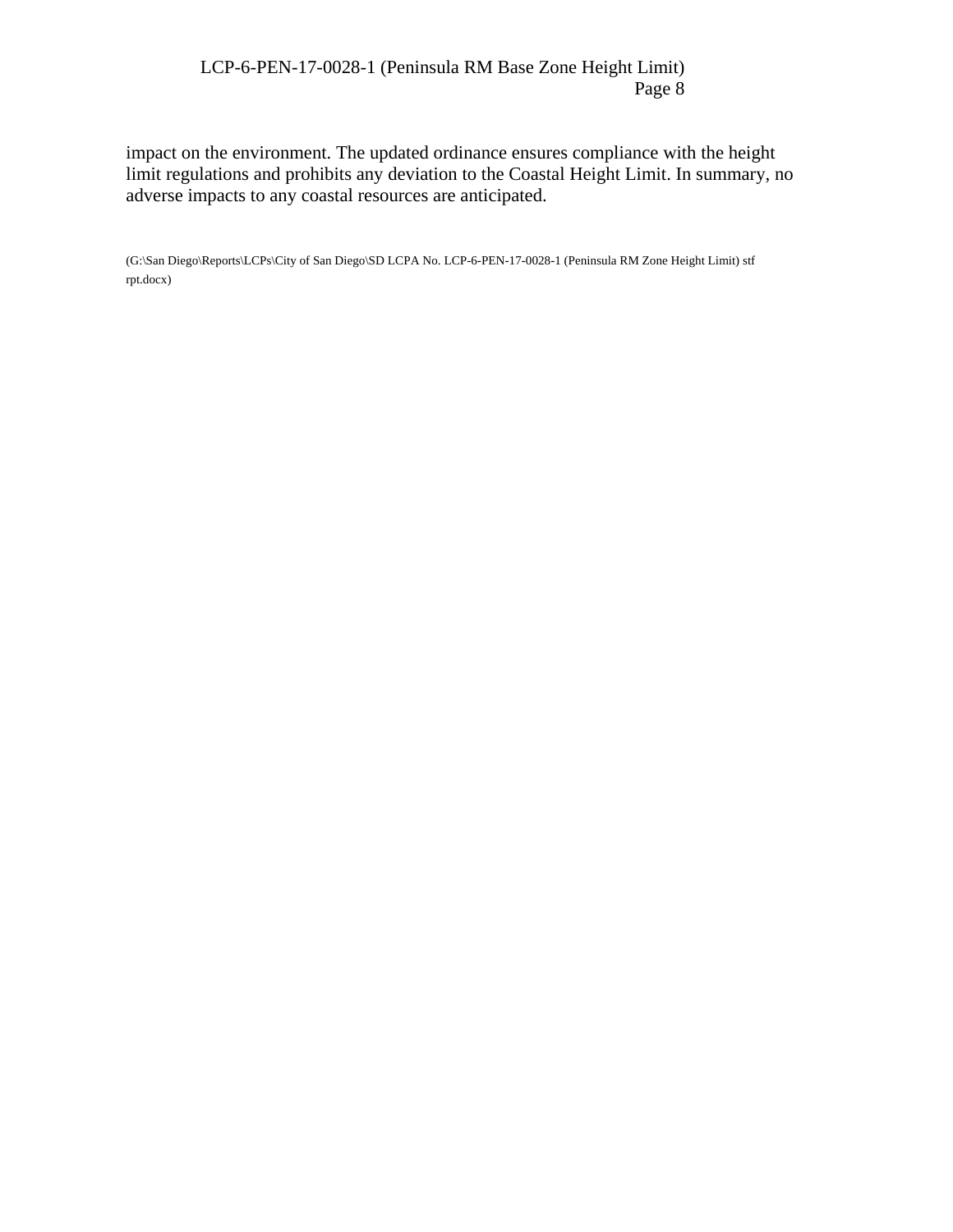impact on the environment. The updated ordinance ensures compliance with the height limit regulations and prohibits any deviation to the Coastal Height Limit. In summary, no adverse impacts to any coastal resources are anticipated.

(G:\San Diego\Reports\LCPs\City of San Diego\SD LCPA No. LCP-6-PEN-17-0028-1 (Peninsula RM Zone Height Limit) stf rpt.docx)